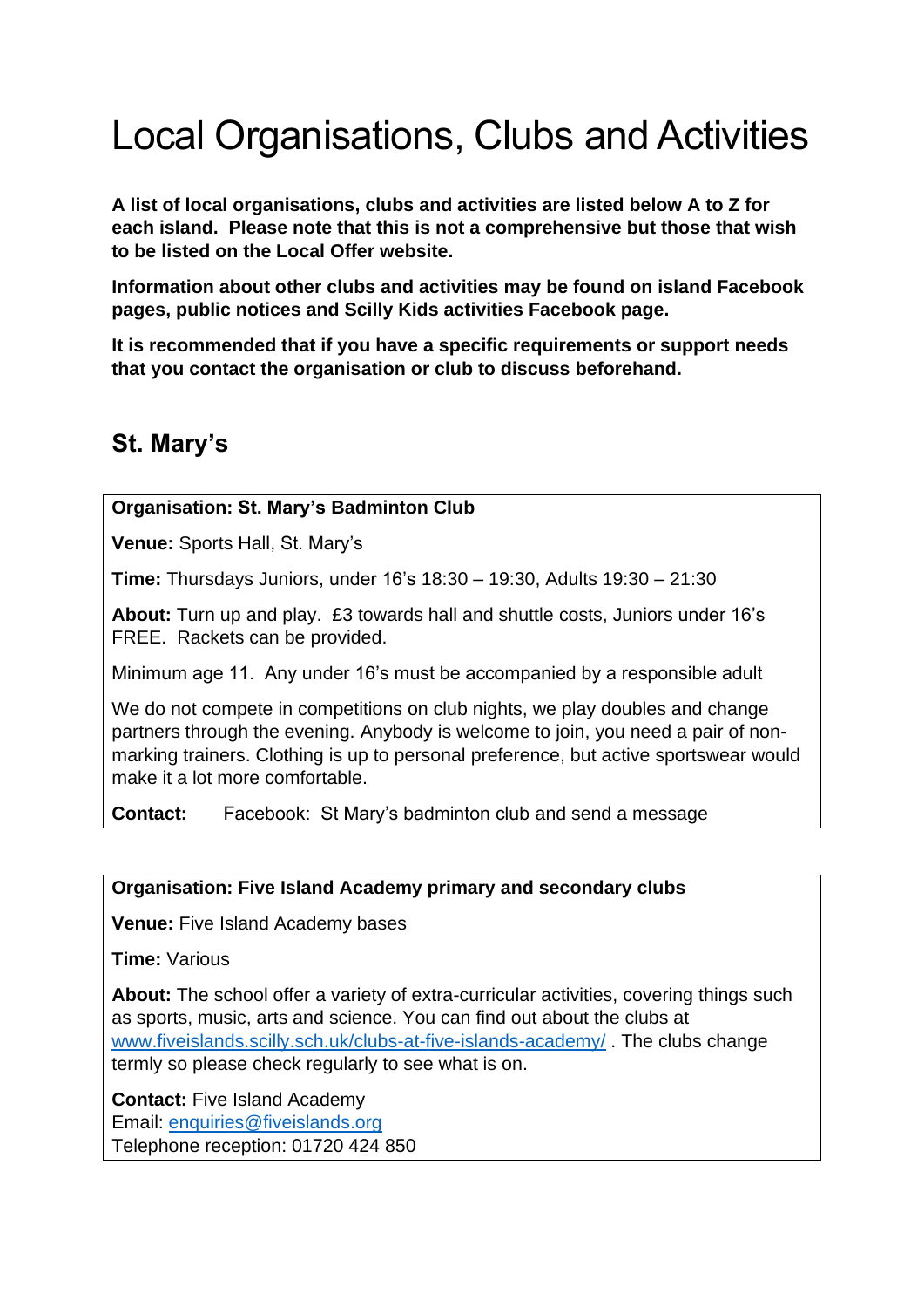# Local Organisations, Clubs and Activities

**A list of local organisations, clubs and activities are listed below A to Z for each island. Please note that this is not a comprehensive but those that wish to be listed on the Local Offer website.**

**Information about other clubs and activities may be found on island Facebook pages, public notices and Scilly Kids activities Facebook page.**

**It is recommended that if you have a specific requirements or support needs that you contact the organisation or club to discuss beforehand.**

## St. Mary's

**Organisation: St. Mary's Badminton Club**

**Venue:** Sports Hall, St. Mary's

**Time:** Thursdays Juniors, under 16's 18:30 – 19:30, Adults 19:30 – 21:30

**About:** Turn up and play. £3 towards hall and shuttle costs, Juniors under 16's FREE. Rackets can be provided.

Minimum age 11. Any under 16's must be accompanied by a responsible adult

We do not compete in competitions on club nights, we play doubles and change partners through the evening. Anybody is welcome to join, you need a pair of non-marking trainers. Clothing is up to personal preference, but active sportswear would make it a lot more comfortable.

**Contact:** Facebook: St Mary's badminton club and send a message

---

**Organisation: Five Island Academy primary and secondary clubs**

**Venue:** Five Island Academy bases

**Time:** Various

**About:** The school offer a variety of extra-curricular activities, covering things such as sports, music, arts and science. You can find out about the clubs at www.fiveislands.scilly.sch.uk/clubs-at-five-islands-academy/ . The clubs change termly so please check regularly to see what is on.

**Contact:** Five Island Academy
Email: enquiries@fiveislands.org
Telephone reception: 01720 424 850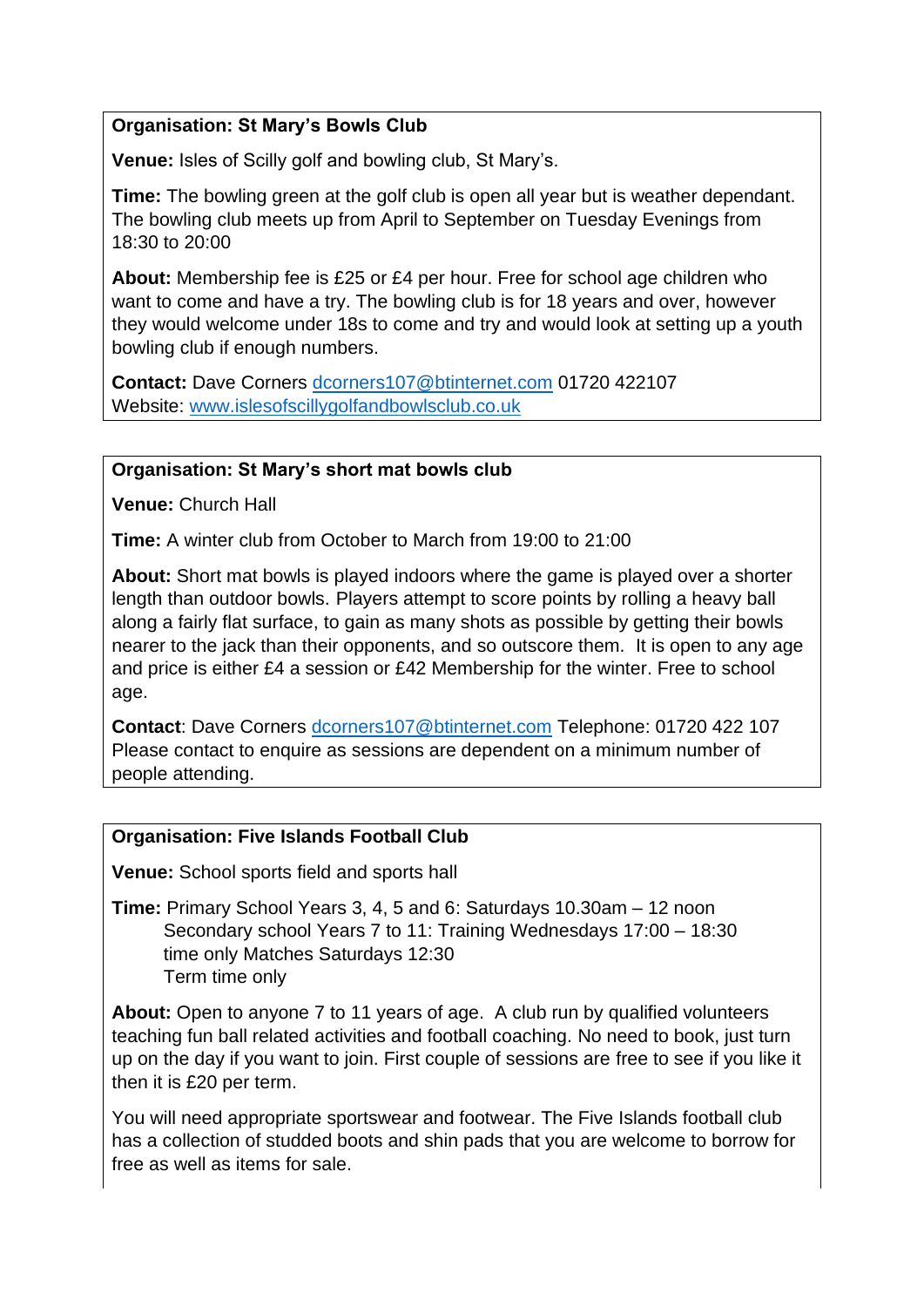**Organisation: St Mary's Bowls Club**

**Venue:** Isles of Scilly golf and bowling club, St Mary's.

**Time:** The bowling green at the golf club is open all year but is weather dependant. The bowling club meets up from April to September on Tuesday Evenings from 18:30 to 20:00

**About:** Membership fee is £25 or £4 per hour. Free for school age children who want to come and have a try. The bowling club is for 18 years and over, however they would welcome under 18s to come and try and would look at setting up a youth bowling club if enough numbers.

**Contact:** Dave Corners dcorners107@btinternet.com 01720 422107
Website: www.islesofscillygolfandbowlsclub.co.uk

---

**Organisation: St Mary's short mat bowls club**

**Venue:** Church Hall

**Time:** A winter club from October to March from 19:00 to 21:00

**About:** Short mat bowls is played indoors where the game is played over a shorter length than outdoor bowls. Players attempt to score points by rolling a heavy ball along a fairly flat surface, to gain as many shots as possible by getting their bowls nearer to the jack than their opponents, and so outscore them. It is open to any age and price is either £4 a session or £42 Membership for the winter. Free to school age.

**Contact**: Dave Corners dcorners107@btinternet.com Telephone: 01720 422 107
Please contact to enquire as sessions are dependent on a minimum number of people attending.

---

**Organisation: Five Islands Football Club**

**Venue:** School sports field and sports hall

**Time:** Primary School Years 3, 4, 5 and 6: Saturdays 10.30am – 12 noon
Secondary school Years 7 to 11: Training Wednesdays 17:00 – 18:30
time only Matches Saturdays 12:30
Term time only

**About:** Open to anyone 7 to 11 years of age. A club run by qualified volunteers teaching fun ball related activities and football coaching. No need to book, just turn up on the day if you want to join. First couple of sessions are free to see if you like it then it is £20 per term.

You will need appropriate sportswear and footwear. The Five Islands football club has a collection of studded boots and shin pads that you are welcome to borrow for free as well as items for sale.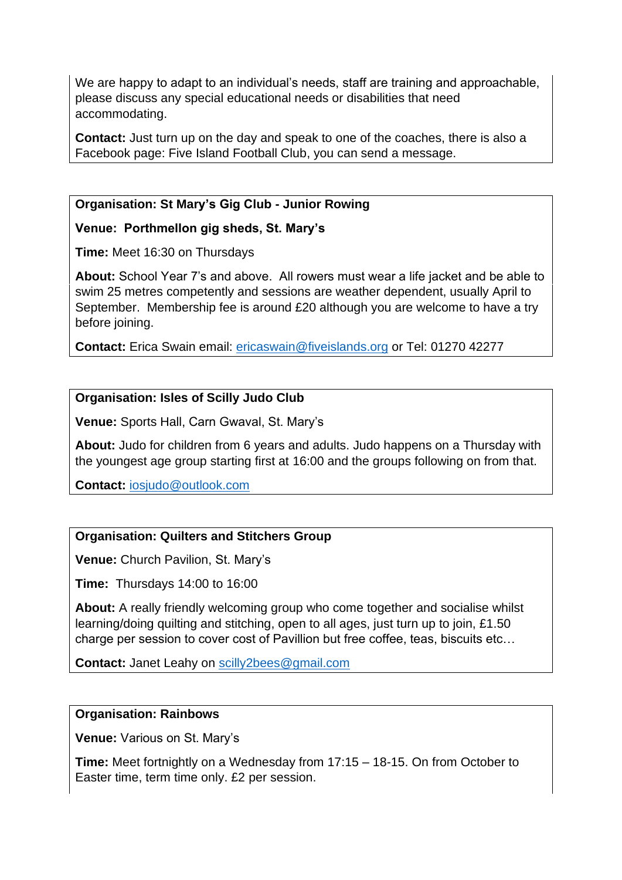We are happy to adapt to an individual's needs, staff are training and approachable, please discuss any special educational needs or disabilities that need accommodating.

**Contact:** Just turn up on the day and speak to one of the coaches, there is also a Facebook page: Five Island Football Club, you can send a message.

**Organisation: St Mary's Gig Club - Junior Rowing**

**Venue: Porthmellon gig sheds, St. Mary's**

**Time:** Meet 16:30 on Thursdays

**About:** School Year 7's and above. All rowers must wear a life jacket and be able to swim 25 metres competently and sessions are weather dependent, usually April to September. Membership fee is around £20 although you are welcome to have a try before joining.

**Contact:** Erica Swain email: ericaswain@fiveislands.org or Tel: 01270 42277

**Organisation: Isles of Scilly Judo Club**

**Venue:** Sports Hall, Carn Gwaval, St. Mary's

**About:** Judo for children from 6 years and adults. Judo happens on a Thursday with the youngest age group starting first at 16:00 and the groups following on from that.

**Contact:** iosjudo@outlook.com

**Organisation: Quilters and Stitchers Group**

**Venue:** Church Pavilion, St. Mary's

**Time:** Thursdays 14:00 to 16:00

**About:** A really friendly welcoming group who come together and socialise whilst learning/doing quilting and stitching, open to all ages, just turn up to join, £1.50 charge per session to cover cost of Pavillion but free coffee, teas, biscuits etc…

**Contact:** Janet Leahy on scilly2bees@gmail.com

**Organisation: Rainbows**

**Venue:** Various on St. Mary's

**Time:** Meet fortnightly on a Wednesday from 17:15 – 18-15. On from October to Easter time, term time only. £2 per session.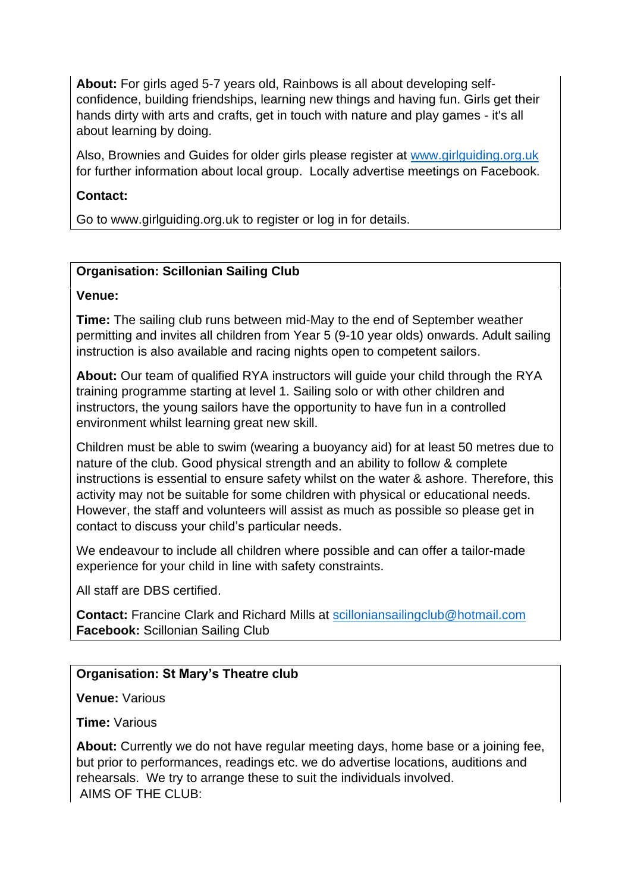**About:** For girls aged 5-7 years old, Rainbows is all about developing self-confidence, building friendships, learning new things and having fun. Girls get their hands dirty with arts and crafts, get in touch with nature and play games - it's all about learning by doing.

Also, Brownies and Guides for older girls please register at www.girlguiding.org.uk for further information about local group.  Locally advertise meetings on Facebook.

**Contact:**

Go to www.girlguiding.org.uk to register or log in for details.

**Organisation: Scillonian Sailing Club**

**Venue:**

**Time:** The sailing club runs between mid-May to the end of September weather permitting and invites all children from Year 5 (9-10 year olds) onwards. Adult sailing instruction is also available and racing nights open to competent sailors.

**About:** Our team of qualified RYA instructors will guide your child through the RYA training programme starting at level 1. Sailing solo or with other children and instructors, the young sailors have the opportunity to have fun in a controlled environment whilst learning great new skill.

Children must be able to swim (wearing a buoyancy aid) for at least 50 metres due to nature of the club. Good physical strength and an ability to follow & complete instructions is essential to ensure safety whilst on the water & ashore. Therefore, this activity may not be suitable for some children with physical or educational needs. However, the staff and volunteers will assist as much as possible so please get in contact to discuss your child's particular needs.

We endeavour to include all children where possible and can offer a tailor-made experience for your child in line with safety constraints.

All staff are DBS certified.

**Contact:** Francine Clark and Richard Mills at scilloniansailingclub@hotmail.com
**Facebook:** Scillonian Sailing Club

**Organisation: St Mary's Theatre club**

**Venue:** Various

**Time:** Various

**About:** Currently we do not have regular meeting days, home base or a joining fee, but prior to performances, readings etc. we do advertise locations, auditions and rehearsals.  We try to arrange these to suit the individuals involved.
AIMS OF THE CLUB: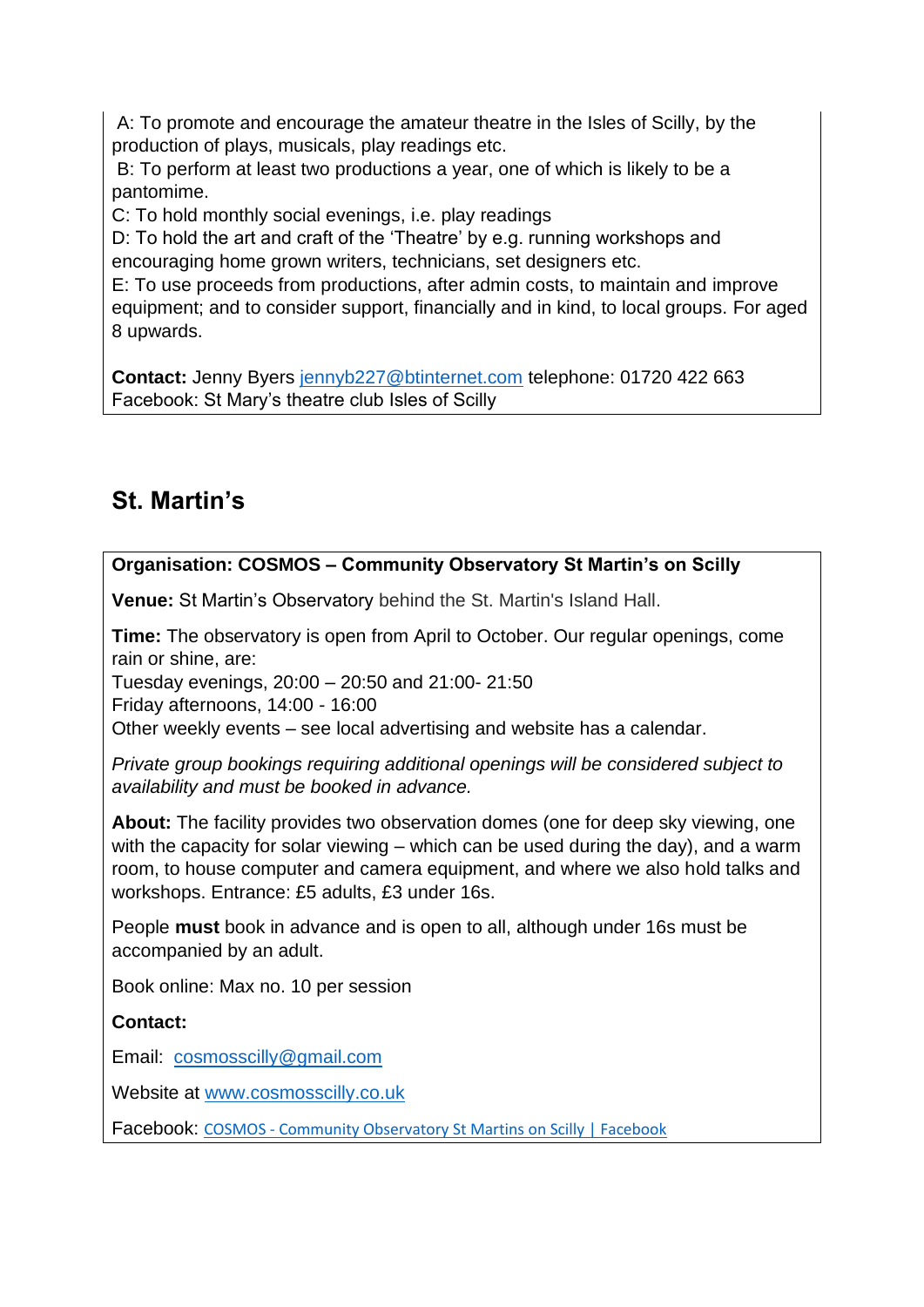A: To promote and encourage the amateur theatre in the Isles of Scilly, by the production of plays, musicals, play readings etc.
B: To perform at least two productions a year, one of which is likely to be a pantomime.
C: To hold monthly social evenings, i.e. play readings
D: To hold the art and craft of the 'Theatre' by e.g. running workshops and encouraging home grown writers, technicians, set designers etc.
E: To use proceeds from productions, after admin costs, to maintain and improve equipment; and to consider support, financially and in kind, to local groups. For aged 8 upwards.

**Contact:** Jenny Byers jennyb227@btinternet.com telephone: 01720 422 663
Facebook: St Mary's theatre club Isles of Scilly

## St. Martin's

**Organisation: COSMOS – Community Observatory St Martin's on Scilly**

**Venue:** St Martin's Observatory behind the St. Martin's Island Hall.

**Time:** The observatory is open from April to October. Our regular openings, come rain or shine, are:
Tuesday evenings, 20:00 – 20:50 and 21:00- 21:50
Friday afternoons, 14:00 - 16:00
Other weekly events – see local advertising and website has a calendar.

*Private group bookings requiring additional openings will be considered subject to availability and must be booked in advance.*

**About:** The facility provides two observation domes (one for deep sky viewing, one with the capacity for solar viewing – which can be used during the day), and a warm room, to house computer and camera equipment, and where we also hold talks and workshops. Entrance: £5 adults, £3 under 16s.

People **must** book in advance and is open to all, although under 16s must be accompanied by an adult.

Book online: Max no. 10 per session

**Contact:**

Email: cosmosscilly@gmail.com

Website at www.cosmosscilly.co.uk

Facebook: COSMOS - Community Observatory St Martins on Scilly | Facebook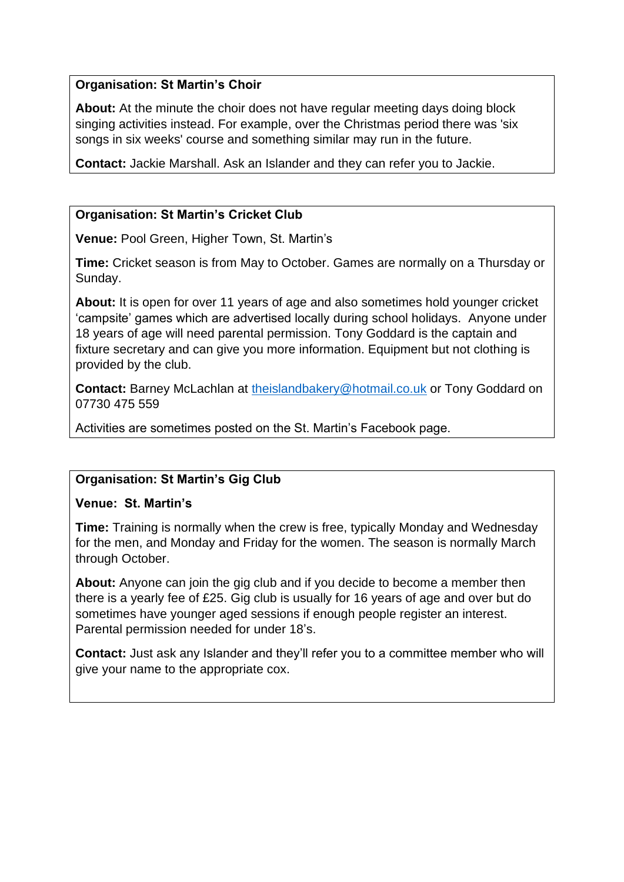**Organisation: St Martin's Choir**

**About:** At the minute the choir does not have regular meeting days doing block singing activities instead. For example, over the Christmas period there was 'six songs in six weeks' course and something similar may run in the future.

**Contact:** Jackie Marshall. Ask an Islander and they can refer you to Jackie.

---

**Organisation: St Martin's Cricket Club**

**Venue:** Pool Green, Higher Town, St. Martin's

**Time:** Cricket season is from May to October. Games are normally on a Thursday or Sunday.

**About:** It is open for over 11 years of age and also sometimes hold younger cricket 'campsite' games which are advertised locally during school holidays. Anyone under 18 years of age will need parental permission. Tony Goddard is the captain and fixture secretary and can give you more information. Equipment but not clothing is provided by the club.

**Contact:** Barney McLachlan at theislandbakery@hotmail.co.uk or Tony Goddard on 07730 475 559

Activities are sometimes posted on the St. Martin's Facebook page.

---

**Organisation: St Martin's Gig Club**

**Venue: St. Martin's**

**Time:** Training is normally when the crew is free, typically Monday and Wednesday for the men, and Monday and Friday for the women. The season is normally March through October.

**About:** Anyone can join the gig club and if you decide to become a member then there is a yearly fee of £25. Gig club is usually for 16 years of age and over but do sometimes have younger aged sessions if enough people register an interest. Parental permission needed for under 18's.

**Contact:** Just ask any Islander and they'll refer you to a committee member who will give your name to the appropriate cox.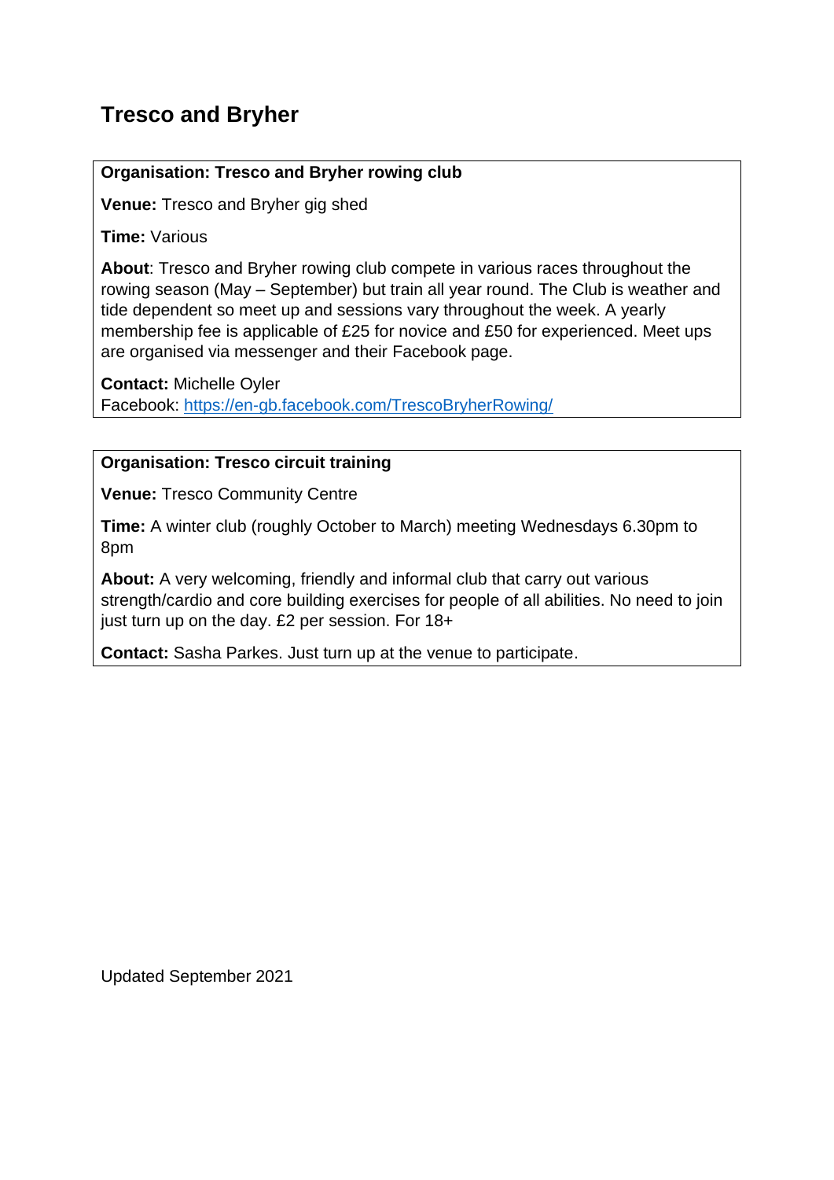## Tresco and Bryher

**Organisation: Tresco and Bryher rowing club**

**Venue:** Tresco and Bryher gig shed

**Time:** Various

**About**: Tresco and Bryher rowing club compete in various races throughout the rowing season (May – September) but train all year round. The Club is weather and tide dependent so meet up and sessions vary throughout the week. A yearly membership fee is applicable of £25 for novice and £50 for experienced. Meet ups are organised via messenger and their Facebook page.

**Contact:** Michelle Oyler
Facebook: [https://en-gb.facebook.com/TrescoBryherRowing/](https://en-gb.facebook.com/TrescoBryherRowing/)

**Organisation: Tresco circuit training**

**Venue:** Tresco Community Centre

**Time:** A winter club (roughly October to March) meeting Wednesdays 6.30pm to 8pm

**About:** A very welcoming, friendly and informal club that carry out various strength/cardio and core building exercises for people of all abilities. No need to join just turn up on the day. £2 per session. For 18+

**Contact:** Sasha Parkes. Just turn up at the venue to participate.

Updated September 2021